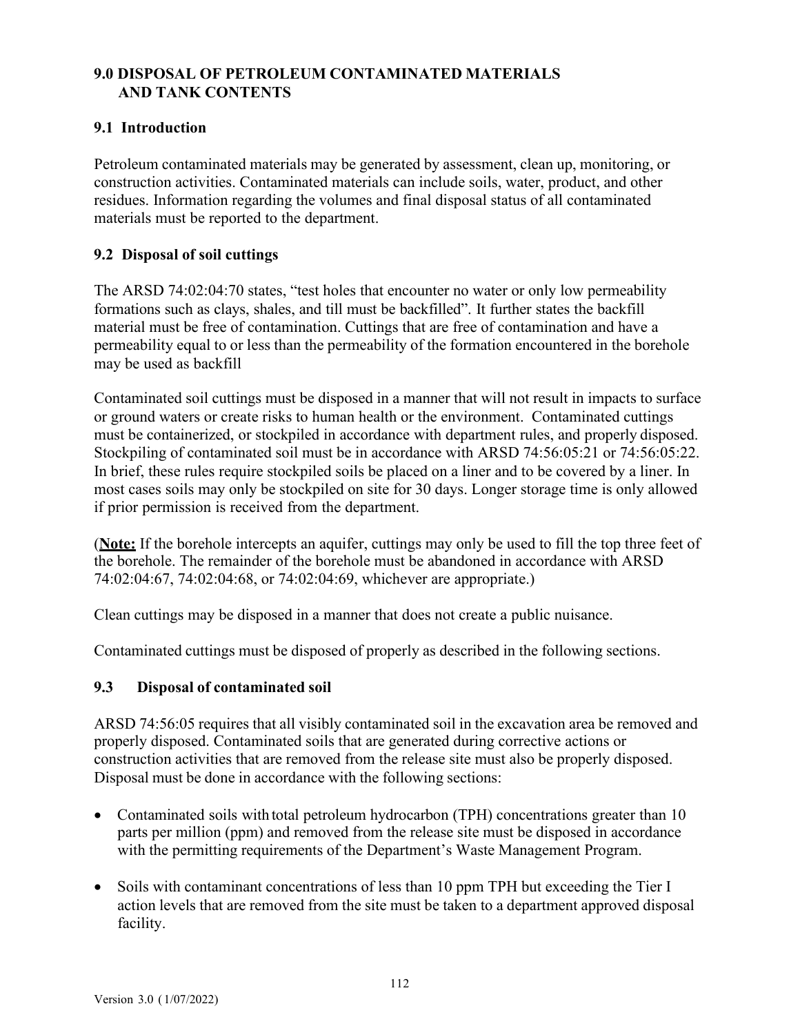## 9.0 DISPOSAL OF PETROLEUM CONTAMINATED MATERIALS AND TANK CONTENTS

### 9.1 Introduction

Petroleum contaminated materials may be generated by assessment, clean up, monitoring, or construction activities. Contaminated materials can include soils, water, product, and other residues. Information regarding the volumes and final disposal status of all contaminated materials must be reported to the department.

### 9.2 Disposal of soil cuttings

The ARSD 74:02:04:70 states, "test holes that encounter no water or only low permeability formations such as clays, shales, and till must be backfilled". It further states the backfill material must be free of contamination. Cuttings that are free of contamination and have a permeability equal to or less than the permeability of the formation encountered in the borehole may be used as backfill

Contaminated soil cuttings must be disposed in a manner that will not result in impacts to surface or ground waters or create risks to human health or the environment. Contaminated cuttings must be containerized, or stockpiled in accordance with department rules, and properly disposed. Stockpiling of contaminated soil must be in accordance with ARSD 74:56:05:21 or 74:56:05:22. In brief, these rules require stockpiled soils be placed on a liner and to be covered by a liner. In most cases soils may only be stockpiled on site for 30 days. Longer storage time is only allowed if prior permission is received from the department.

(**Note:** If the borehole intercepts an aquifer, cuttings may only be used to fill the top three feet of the borehole. The remainder of the borehole must be abandoned in accordance with ARSD 74:02:04:67, 74:02:04:68, or 74:02:04:69, whichever are appropriate.)

Clean cuttings may be disposed in a manner that does not create a public nuisance.

Contaminated cuttings must be disposed of properly as described in the following sections.

### 9.3 Disposal of contaminated soil

ARSD 74:56:05 requires that all visibly contaminated soil in the excavation area be removed and properly disposed. Contaminated soils that are generated during corrective actions or construction activities that are removed from the release site must also be properly disposed. Disposal must be done in accordance with the following sections:

- Contaminated soils with total petroleum hydrocarbon (TPH) concentrations greater than 10 parts per million (ppm) and removed from the release site must be disposed in accordance with the permitting requirements of the Department's Waste Management Program.
- Soils with contaminant concentrations of less than 10 ppm TPH but exceeding the Tier I action levels that are removed from the site must be taken to a department approved disposal facility.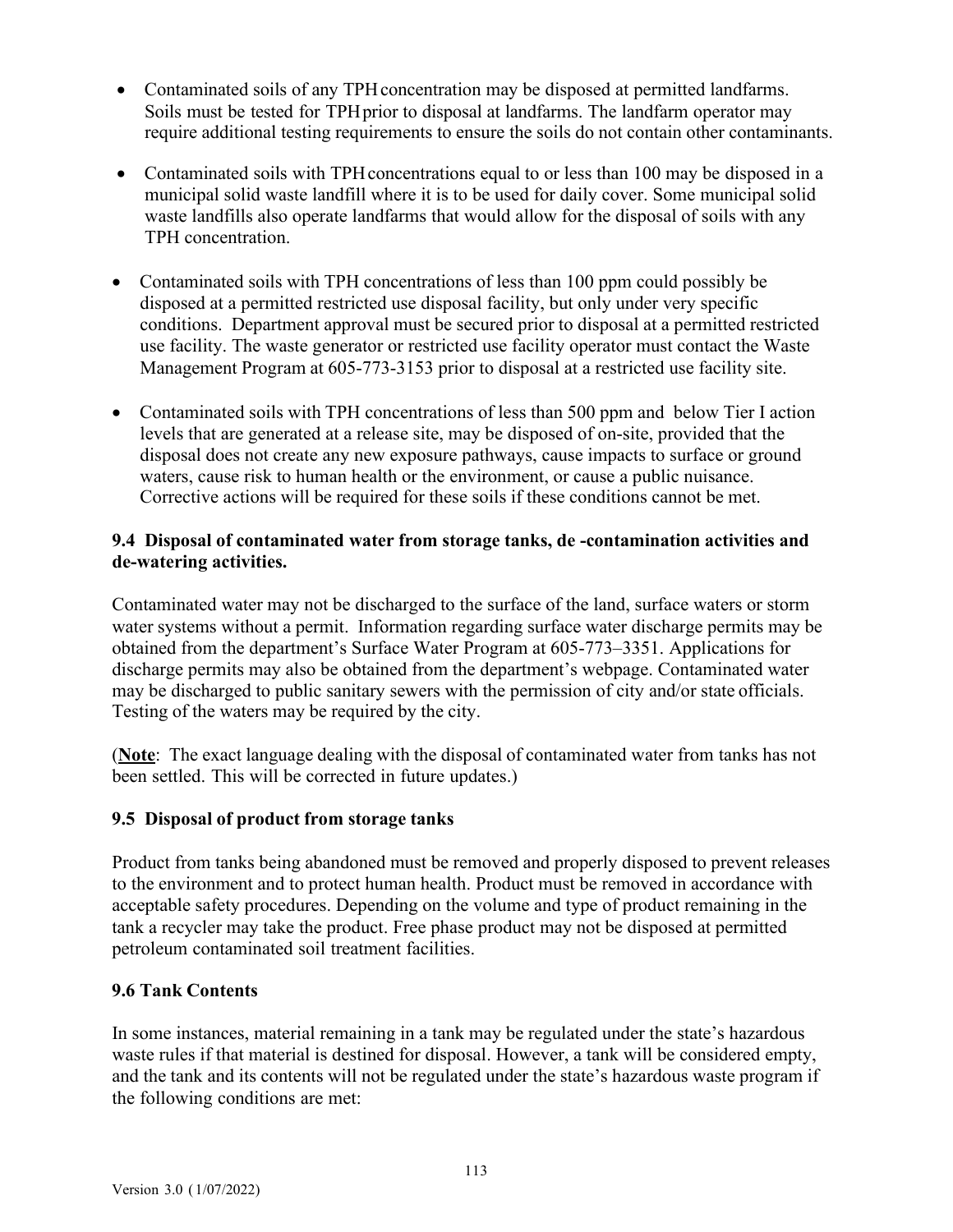- Contaminated soils of any TPH concentration may be disposed at permitted landfarms. Soils must be tested for TPH prior to disposal at landfarms. The landfarm operator may require additional testing requirements to ensure the soils do not contain other contaminants.
- Contaminated soils with TPH concentrations equal to or less than 100 may be disposed in a municipal solid waste landfill where it is to be used for daily cover. Some municipal solid waste landfills also operate landfarms that would allow for the disposal of soils with any TPH concentration.
- Contaminated soils with TPH concentrations of less than 100 ppm could possibly be disposed at a permitted restricted use disposal facility, but only under very specific conditions. Department approval must be secured prior to disposal at a permitted restricted use facility. The waste generator or restricted use facility operator must contact the Waste Management Program at 605-773-3153 prior to disposal at a restricted use facility site.
- Contaminated soils with TPH concentrations of less than 500 ppm and below Tier I action levels that are generated at a release site, may be disposed of on-site, provided that the disposal does not create any new exposure pathways, cause impacts to surface or ground waters, cause risk to human health or the environment, or cause a public nuisance. Corrective actions will be required for these soils if these conditions cannot be met.

### 9.4 Disposal of contaminated water from storage tanks, de -contamination activities and de-watering activities.

Contaminated water may not be discharged to the surface of the land, surface waters or storm water systems without a permit. Information regarding surface water discharge permits may be obtained from the department's Surface Water Program at 605-773–3351. Applications for discharge permits may also be obtained from the department's webpage. Contaminated water may be discharged to public sanitary sewers with the permission of city and/or state officials. Testing of the waters may be required by the city.

(**Note**: The exact language dealing with the disposal of contaminated water from tanks has not been settled. This will be corrected in future updates.)

### 9.5 Disposal of product from storage tanks

Product from tanks being abandoned must be removed and properly disposed to prevent releases to the environment and to protect human health. Product must be removed in accordance with acceptable safety procedures. Depending on the volume and type of product remaining in the tank a recycler may take the product. Free phase product may not be disposed at permitted petroleum contaminated soil treatment facilities.

### 9.6 Tank Contents

In some instances, material remaining in a tank may be regulated under the state's hazardous waste rules if that material is destined for disposal. However, a tank will be considered empty, and the tank and its contents will not be regulated under the state's hazardous waste program if the following conditions are met: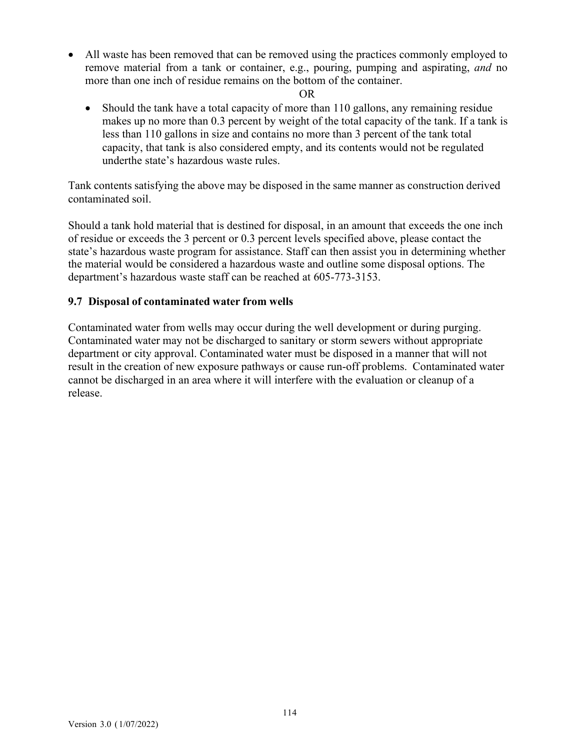- All waste has been removed that can be removed using the practices commonly employed to remove material from a tank or container, e.g., pouring, pumping and aspirating, *and* no more than one inch of residue remains on the bottom of the container.

OR

  - Should the tank have a total capacity of more than 110 gallons, any remaining residue makes up no more than 0.3 percent by weight of the total capacity of the tank. If a tank is less than 110 gallons in size and contains no more than 3 percent of the tank total capacity, that tank is also considered empty, and its contents would not be regulated underthe state's hazardous waste rules.

Tank contents satisfying the above may be disposed in the same manner as construction derived contaminated soil.

Should a tank hold material that is destined for disposal, in an amount that exceeds the one inch of residue or exceeds the 3 percent or 0.3 percent levels specified above, please contact the state's hazardous waste program for assistance. Staff can then assist you in determining whether the material would be considered a hazardous waste and outline some disposal options. The department's hazardous waste staff can be reached at 605-773-3153.

### 9.7 Disposal of contaminated water from wells

Contaminated water from wells may occur during the well development or during purging. Contaminated water may not be discharged to sanitary or storm sewers without appropriate department or city approval. Contaminated water must be disposed in a manner that will not result in the creation of new exposure pathways or cause run-off problems. Contaminated water cannot be discharged in an area where it will interfere with the evaluation or cleanup of a release.